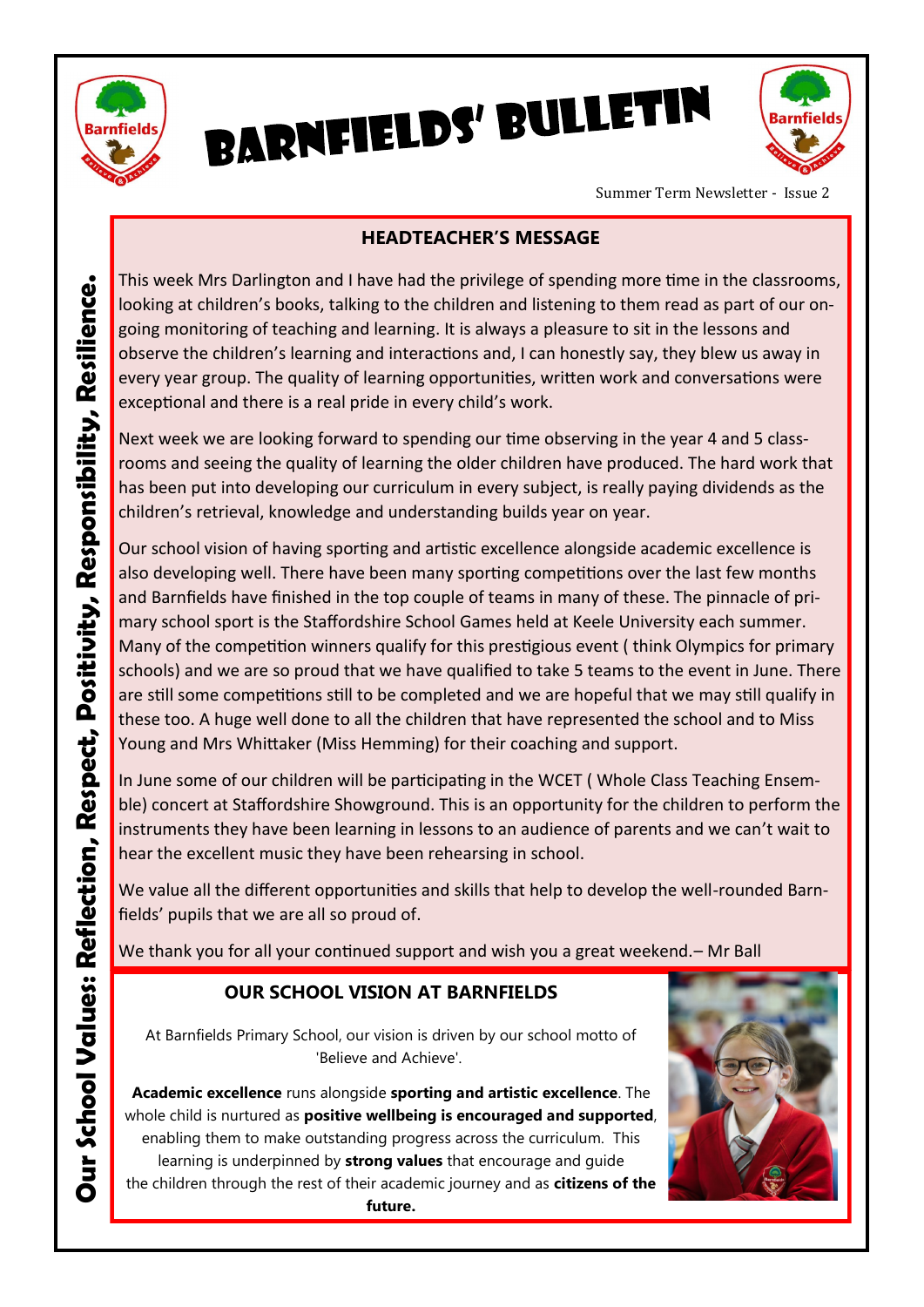# Barnfields' Bulletin

Summer Term Newsletter - Issue 2

## HEADTEACHER'S MESSAGE

This week Mrs Darlington and I have had the privilege of spending more time in the classrooms, looking at children's books, talking to the children and listening to them read as part of our on-going monitoring of teaching and learning. It is always a pleasure to sit in the lessons and observe the children's learning and interactions and, I can honestly say, they blew us away in every year group. The quality of learning opportunities, written work and conversations were exceptional and there is a real pride in every child's work.

Next week we are looking forward to spending our time observing in the year 4 and 5 classrooms and seeing the quality of learning the older children have produced. The hard work that has been put into developing our curriculum in every subject, is really paying dividends as the children's retrieval, knowledge and understanding builds year on year.

Our school vision of having sporting and artistic excellence alongside academic excellence is also developing well. There have been many sporting competitions over the last few months and Barnfields have finished in the top couple of teams in many of these. The pinnacle of primary school sport is the Staffordshire School Games held at Keele University each summer. Many of the competition winners qualify for this prestigious event ( think Olympics for primary schools) and we are so proud that we have qualified to take 5 teams to the event in June. There are still some competitions still to be completed and we are hopeful that we may still qualify in these too. A huge well done to all the children that have represented the school and to Miss Young and Mrs Whittaker (Miss Hemming) for their coaching and support.

In June some of our children will be participating in the WCET ( Whole Class Teaching Ensemble) concert at Staffordshire Showground. This is an opportunity for the children to perform the instruments they have been learning in lessons to an audience of parents and we can't wait to hear the excellent music they have been rehearsing in school.

We value all the different opportunities and skills that help to develop the well-rounded Barnfields' pupils that we are all so proud of.

We thank you for all your continued support and wish you a great weekend.– Mr Ball

## OUR SCHOOL VISION AT BARNFIELDS

At Barnfields Primary School, our vision is driven by our school motto of 'Believe and Achieve'.

**Academic excellence** runs alongside **sporting and artistic excellence**. The whole child is nurtured as **positive wellbeing is encouraged and supported**, enabling them to make outstanding progress across the curriculum. This learning is underpinned by **strong values** that encourage and guide the children through the rest of their academic journey and as **citizens of the future.**

**Our School Values: Reflection, Respect, Positivity, Responsibility, Resilience.**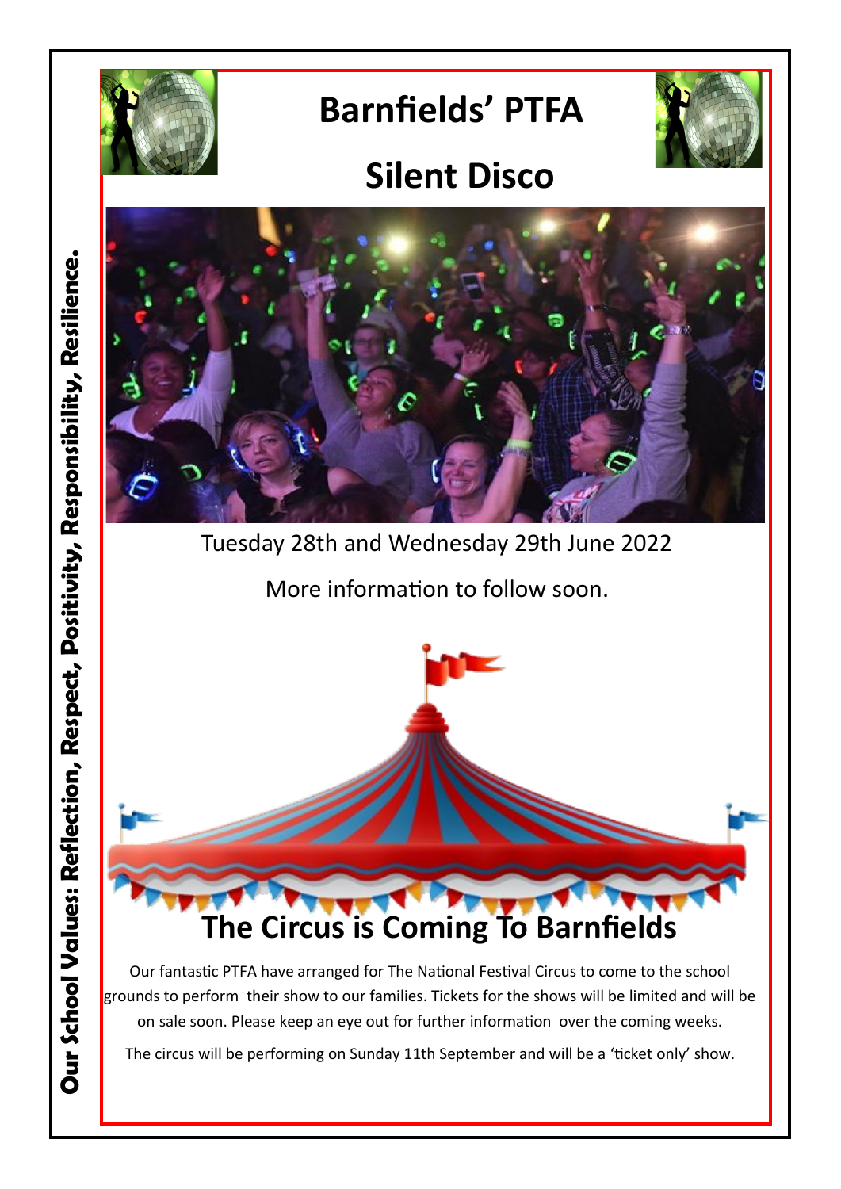Our School Values: Reflection, Respect, Positivity, Responsibility, Resilience.

# Barnfields' PTFA

# Silent Disco

Tuesday 28th and Wednesday 29th June 2022

More information to follow soon.

## The Circus is Coming To Barnfields

Our fantastic PTFA have arranged for The National Festival Circus to come to the school grounds to perform their show to our families. Tickets for the shows will be limited and will be on sale soon. Please keep an eye out for further information over the coming weeks.

The circus will be performing on Sunday 11th September and will be a 'ticket only' show.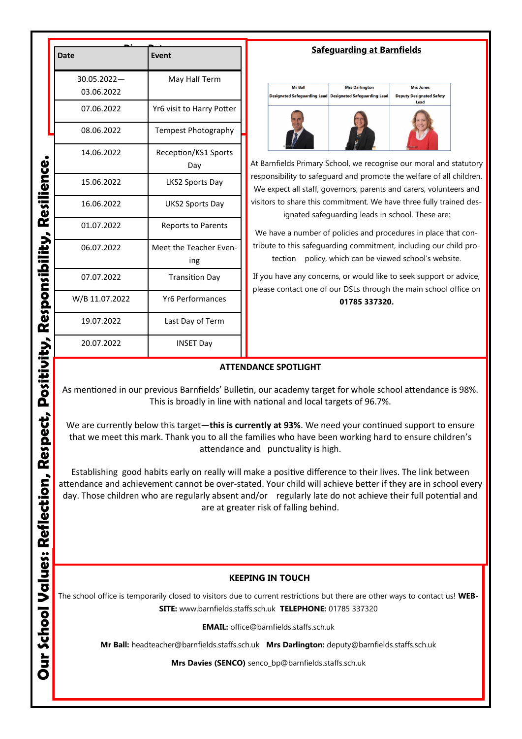| Date | Event |
|---|---|
| 30.05.2022—03.06.2022 | May Half Term |
| 07.06.2022 | Yr6 visit to Harry Potter |
| 08.06.2022 | Tempest Photography |
| 14.06.2022 | Reception/KS1 Sports Day |
| 15.06.2022 | LKS2 Sports Day |
| 16.06.2022 | UKS2 Sports Day |
| 01.07.2022 | Reports to Parents |
| 06.07.2022 | Meet the Teacher Evening |
| 07.07.2022 | Transition Day |
| W/B 11.07.2022 | Yr6 Performances |
| 19.07.2022 | Last Day of Term |
| 20.07.2022 | INSET Day |

## Safeguarding at Barnfields

| Mr Ball | Mrs Darlington | Mrs Jones |
|---|---|---|
| Designated Safeguarding Lead | Designated Safeguarding Lead | Deputy Designated Safety Lead |

At Barnfields Primary School, we recognise our moral and statutory responsibility to safeguard and promote the welfare of all children. We expect all staff, governors, parents and carers, volunteers and visitors to share this commitment. We have three fully trained designated safeguarding leads in school. These are:

We have a number of policies and procedures in place that contribute to this safeguarding commitment, including our child protection policy, which can be viewed school's website.

If you have any concerns, or would like to seek support or advice, please contact one of our DSLs through the main school office on **01785 337320.**

## ATTENDANCE SPOTLIGHT

As mentioned in our previous Barnfields' Bulletin, our academy target for whole school attendance is 98%. This is broadly in line with national and local targets of 96.7%.

We are currently below this target—**this is currently at 93%**. We need your continued support to ensure that we meet this mark. Thank you to all the families who have been working hard to ensure children's attendance and punctuality is high.

Establishing good habits early on really will make a positive difference to their lives. The link between attendance and achievement cannot be over-stated. Your child will achieve better if they are in school every day. Those children who are regularly absent and/or regularly late do not achieve their full potential and are at greater risk of falling behind.

## KEEPING IN TOUCH

The school office is temporarily closed to visitors due to current restrictions but there are other ways to contact us! **WEBSITE:** www.barnfields.staffs.sch.uk **TELEPHONE:** 01785 337320

**EMAIL:** office@barnfields.staffs.sch.uk

**Mr Ball:** headteacher@barnfields.staffs.sch.uk **Mrs Darlington:** deputy@barnfields.staffs.sch.uk

**Mrs Davies (SENCO)** senco_bp@barnfields.staffs.sch.uk

**Our School Values: Reflection, Respect, Positivity, Responsibility, Resilience.**